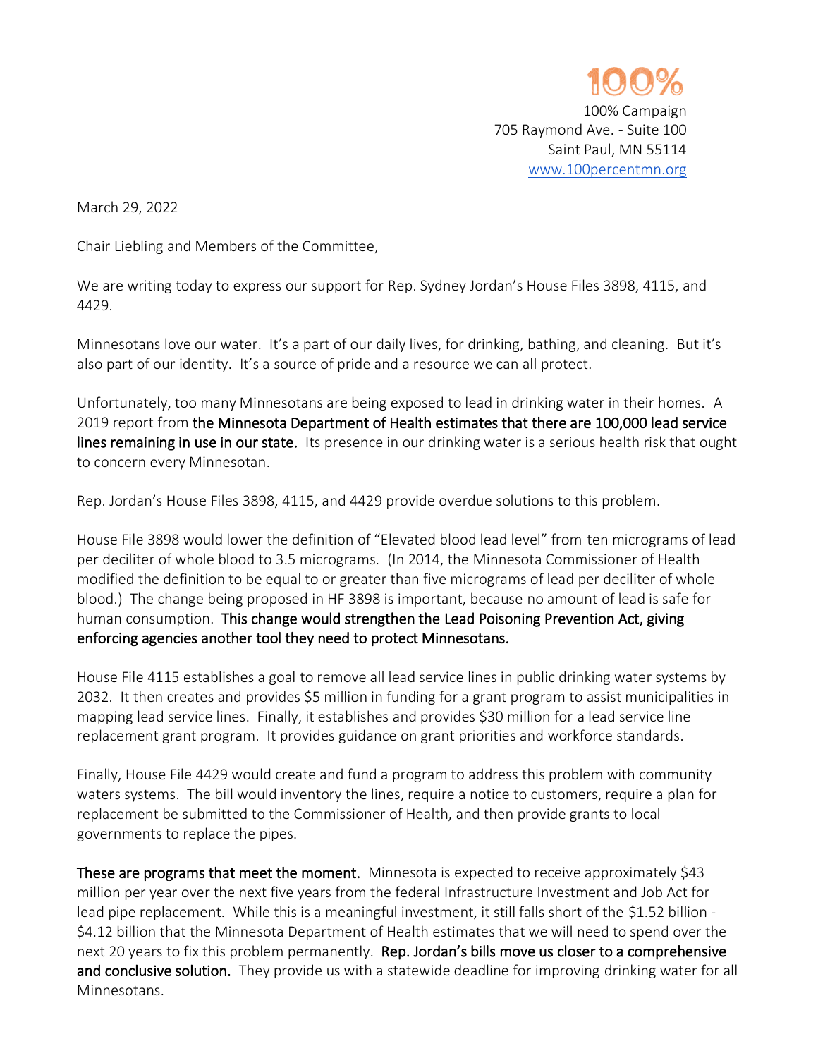100%

100% Campaign
705 Raymond Ave. - Suite 100
Saint Paul, MN 55114
www.100percentmn.org

March 29, 2022

Chair Liebling and Members of the Committee,

We are writing today to express our support for Rep. Sydney Jordan's House Files 3898, 4115, and 4429.

Minnesotans love our water. It's a part of our daily lives, for drinking, bathing, and cleaning. But it's also part of our identity. It's a source of pride and a resource we can all protect.

Unfortunately, too many Minnesotans are being exposed to lead in drinking water in their homes. A 2019 report from **the Minnesota Department of Health estimates that there are 100,000 lead service lines remaining in use in our state.** Its presence in our drinking water is a serious health risk that ought to concern every Minnesotan.

Rep. Jordan's House Files 3898, 4115, and 4429 provide overdue solutions to this problem.

House File 3898 would lower the definition of "Elevated blood lead level" from ten micrograms of lead per deciliter of whole blood to 3.5 micrograms. (In 2014, the Minnesota Commissioner of Health modified the definition to be equal to or greater than five micrograms of lead per deciliter of whole blood.) The change being proposed in HF 3898 is important, because no amount of lead is safe for human consumption. **This change would strengthen the Lead Poisoning Prevention Act, giving enforcing agencies another tool they need to protect Minnesotans.**

House File 4115 establishes a goal to remove all lead service lines in public drinking water systems by 2032. It then creates and provides $5 million in funding for a grant program to assist municipalities in mapping lead service lines. Finally, it establishes and provides $30 million for a lead service line replacement grant program. It provides guidance on grant priorities and workforce standards.

Finally, House File 4429 would create and fund a program to address this problem with community waters systems. The bill would inventory the lines, require a notice to customers, require a plan for replacement be submitted to the Commissioner of Health, and then provide grants to local governments to replace the pipes.

**These are programs that meet the moment.** Minnesota is expected to receive approximately $43 million per year over the next five years from the federal Infrastructure Investment and Job Act for lead pipe replacement. While this is a meaningful investment, it still falls short of the $1.52 billion - $4.12 billion that the Minnesota Department of Health estimates that we will need to spend over the next 20 years to fix this problem permanently. **Rep. Jordan's bills move us closer to a comprehensive and conclusive solution.** They provide us with a statewide deadline for improving drinking water for all Minnesotans.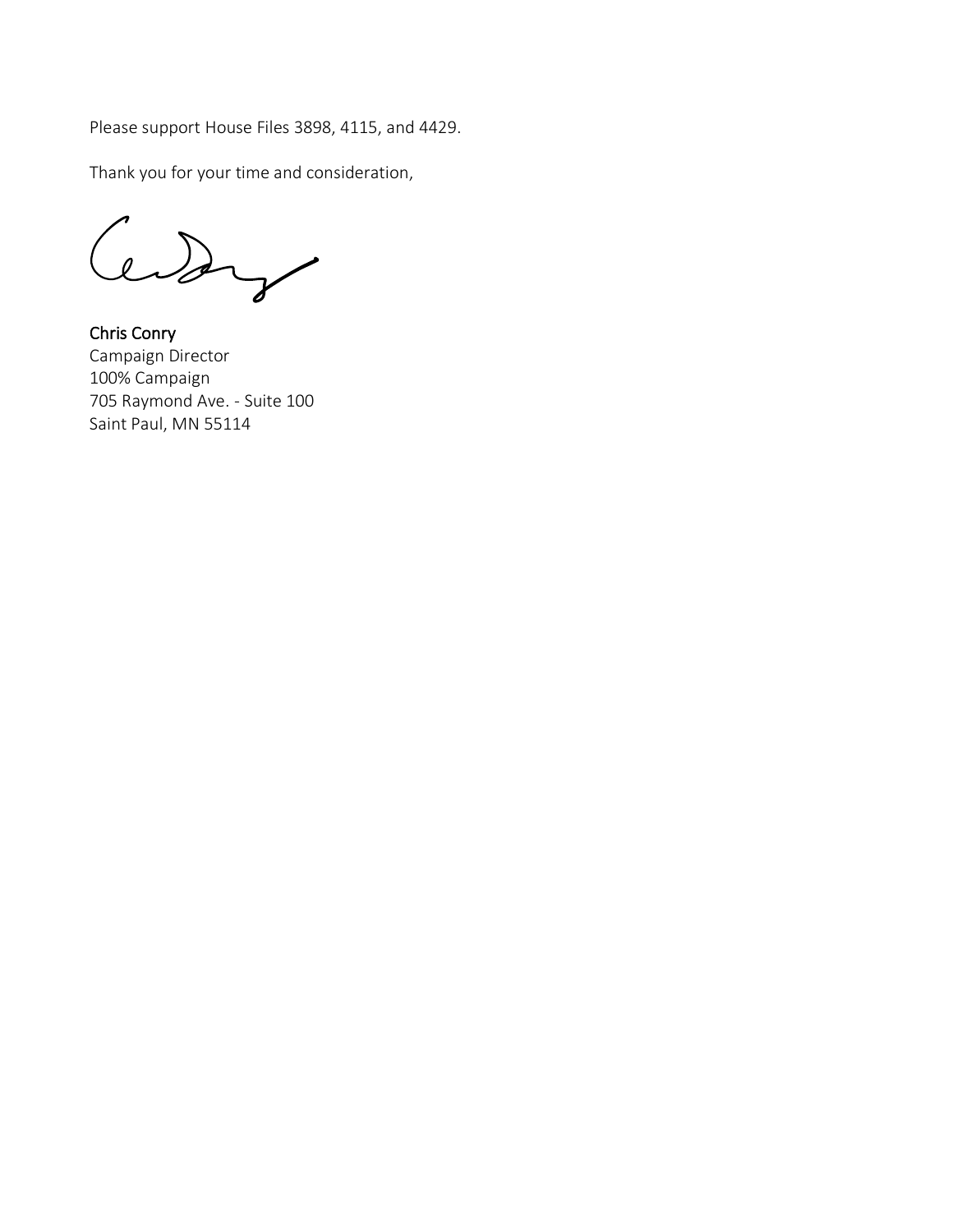Please support House Files 3898, 4115, and 4429.

Thank you for your time and consideration,

Chris Conry
Campaign Director
100% Campaign
705 Raymond Ave. - Suite 100
Saint Paul, MN 55114